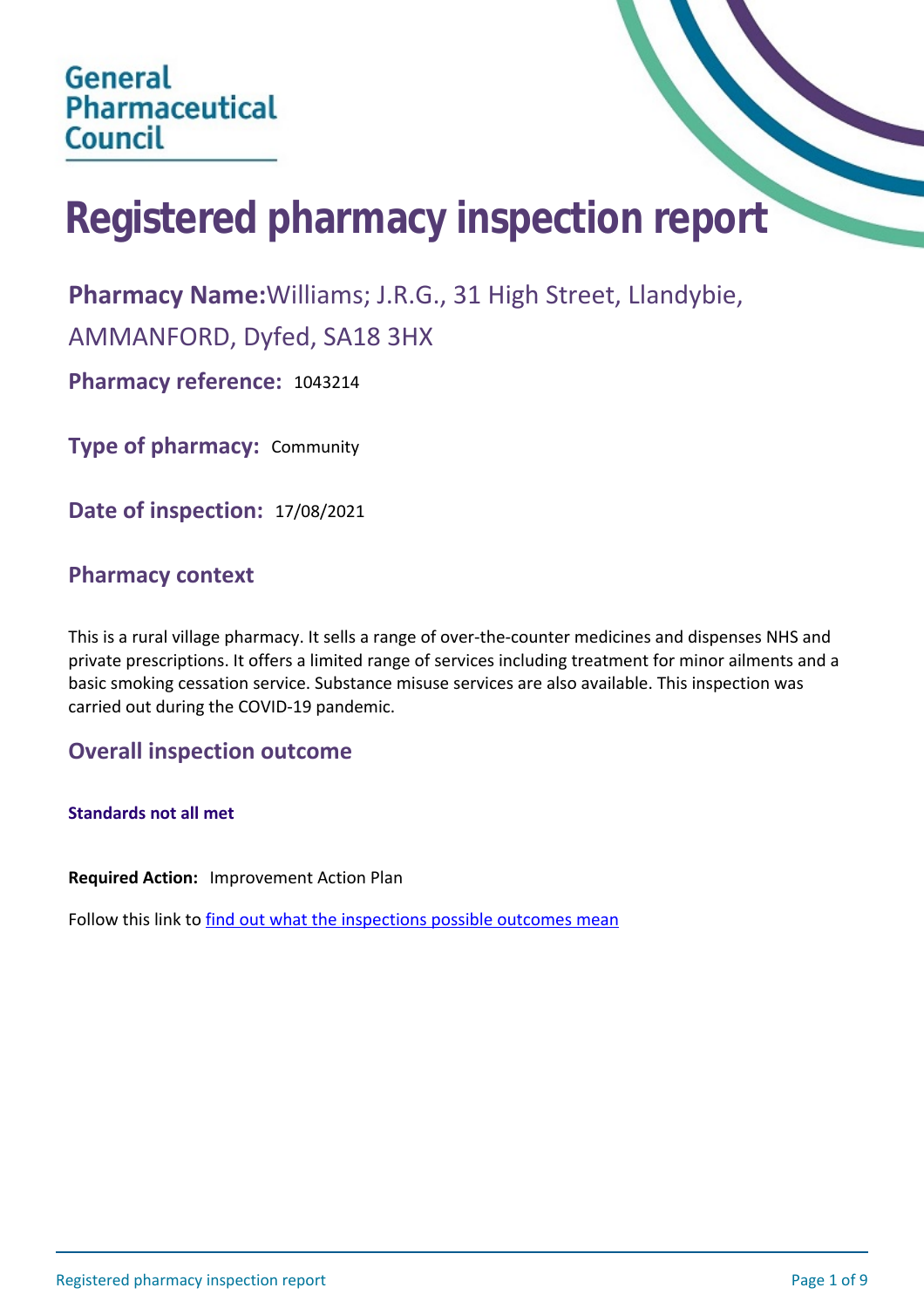General Pharmaceutical Council

# Registered pharmacy inspection report

**Pharmacy Name:** Williams; J.R.G., 31 High Street, Llandybie, AMMANFORD, Dyfed, SA18 3HX

**Pharmacy reference:** 1043214

**Type of pharmacy:** Community

**Date of inspection:** 17/08/2021

## Pharmacy context

This is a rural village pharmacy. It sells a range of over-the-counter medicines and dispenses NHS and private prescriptions. It offers a limited range of services including treatment for minor ailments and a basic smoking cessation service. Substance misuse services are also available. This inspection was carried out during the COVID-19 pandemic.

## Overall inspection outcome

**Standards not all met**

**Required Action:** Improvement Action Plan

Follow this link to [find out what the inspections possible outcomes mean]()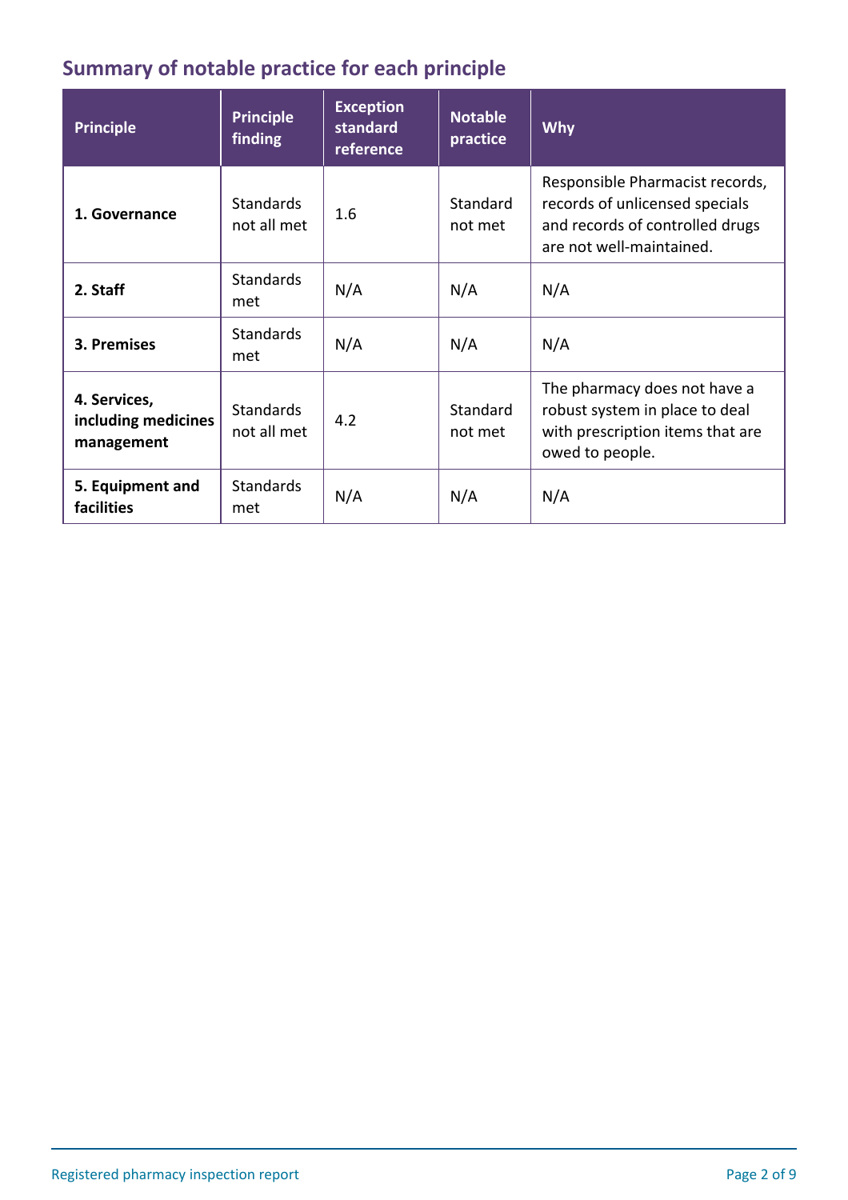## Summary of notable practice for each principle

| Principle | Principle finding | Exception standard reference | Notable practice | Why |
|---|---|---|---|---|
| **1. Governance** | Standards not all met | 1.6 | Standard not met | Responsible Pharmacist records, records of unlicensed specials and records of controlled drugs are not well-maintained. |
| **2. Staff** | Standards met | N/A | N/A | N/A |
| **3. Premises** | Standards met | N/A | N/A | N/A |
| **4. Services, including medicines management** | Standards not all met | 4.2 | Standard not met | The pharmacy does not have a robust system in place to deal with prescription items that are owed to people. |
| **5. Equipment and facilities** | Standards met | N/A | N/A | N/A |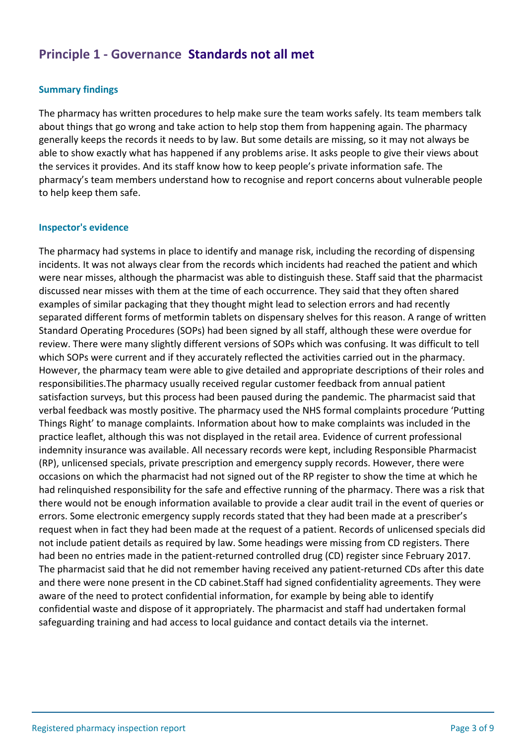## Principle 1 - Governance **Standards not all met**

### Summary findings

The pharmacy has written procedures to help make sure the team works safely. Its team members talk about things that go wrong and take action to help stop them from happening again. The pharmacy generally keeps the records it needs to by law. But some details are missing, so it may not always be able to show exactly what has happened if any problems arise. It asks people to give their views about the services it provides. And its staff know how to keep people's private information safe. The pharmacy's team members understand how to recognise and report concerns about vulnerable people to help keep them safe.

### Inspector's evidence

The pharmacy had systems in place to identify and manage risk, including the recording of dispensing incidents. It was not always clear from the records which incidents had reached the patient and which were near misses, although the pharmacist was able to distinguish these. Staff said that the pharmacist discussed near misses with them at the time of each occurrence. They said that they often shared examples of similar packaging that they thought might lead to selection errors and had recently separated different forms of metformin tablets on dispensary shelves for this reason. A range of written Standard Operating Procedures (SOPs) had been signed by all staff, although these were overdue for review. There were many slightly different versions of SOPs which was confusing. It was difficult to tell which SOPs were current and if they accurately reflected the activities carried out in the pharmacy. However, the pharmacy team were able to give detailed and appropriate descriptions of their roles and responsibilities.The pharmacy usually received regular customer feedback from annual patient satisfaction surveys, but this process had been paused during the pandemic. The pharmacist said that verbal feedback was mostly positive. The pharmacy used the NHS formal complaints procedure 'Putting Things Right' to manage complaints. Information about how to make complaints was included in the practice leaflet, although this was not displayed in the retail area. Evidence of current professional indemnity insurance was available. All necessary records were kept, including Responsible Pharmacist (RP), unlicensed specials, private prescription and emergency supply records. However, there were occasions on which the pharmacist had not signed out of the RP register to show the time at which he had relinquished responsibility for the safe and effective running of the pharmacy. There was a risk that there would not be enough information available to provide a clear audit trail in the event of queries or errors. Some electronic emergency supply records stated that they had been made at a prescriber's request when in fact they had been made at the request of a patient. Records of unlicensed specials did not include patient details as required by law. Some headings were missing from CD registers. There had been no entries made in the patient-returned controlled drug (CD) register since February 2017. The pharmacist said that he did not remember having received any patient-returned CDs after this date and there were none present in the CD cabinet.Staff had signed confidentiality agreements. They were aware of the need to protect confidential information, for example by being able to identify confidential waste and dispose of it appropriately. The pharmacist and staff had undertaken formal safeguarding training and had access to local guidance and contact details via the internet.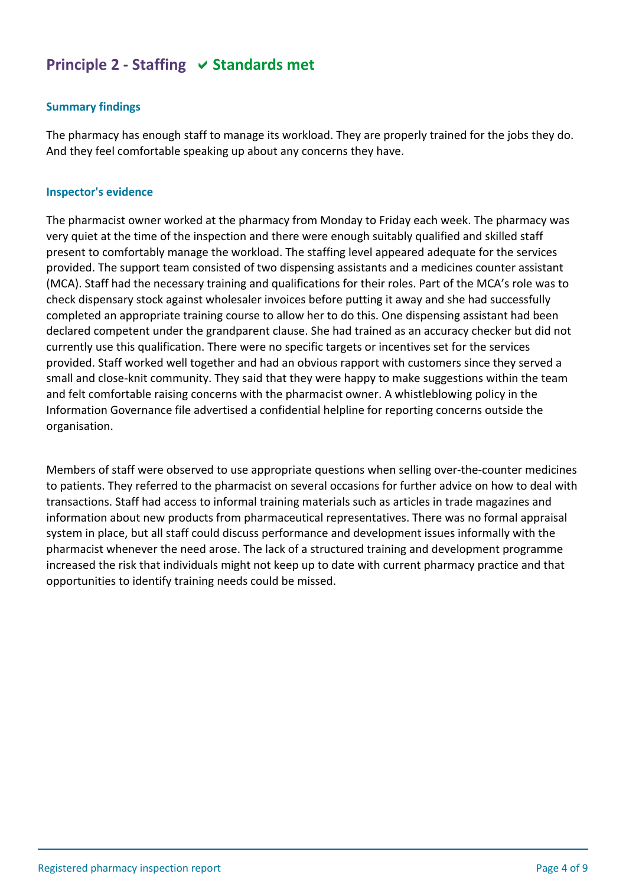## Principle 2 - Staffing ✓ Standards met

### Summary findings

The pharmacy has enough staff to manage its workload. They are properly trained for the jobs they do. And they feel comfortable speaking up about any concerns they have.

### Inspector's evidence

The pharmacist owner worked at the pharmacy from Monday to Friday each week. The pharmacy was very quiet at the time of the inspection and there were enough suitably qualified and skilled staff present to comfortably manage the workload. The staffing level appeared adequate for the services provided. The support team consisted of two dispensing assistants and a medicines counter assistant (MCA). Staff had the necessary training and qualifications for their roles. Part of the MCA's role was to check dispensary stock against wholesaler invoices before putting it away and she had successfully completed an appropriate training course to allow her to do this. One dispensing assistant had been declared competent under the grandparent clause. She had trained as an accuracy checker but did not currently use this qualification. There were no specific targets or incentives set for the services provided. Staff worked well together and had an obvious rapport with customers since they served a small and close-knit community. They said that they were happy to make suggestions within the team and felt comfortable raising concerns with the pharmacist owner. A whistleblowing policy in the Information Governance file advertised a confidential helpline for reporting concerns outside the organisation.

Members of staff were observed to use appropriate questions when selling over-the-counter medicines to patients. They referred to the pharmacist on several occasions for further advice on how to deal with transactions. Staff had access to informal training materials such as articles in trade magazines and information about new products from pharmaceutical representatives. There was no formal appraisal system in place, but all staff could discuss performance and development issues informally with the pharmacist whenever the need arose. The lack of a structured training and development programme increased the risk that individuals might not keep up to date with current pharmacy practice and that opportunities to identify training needs could be missed.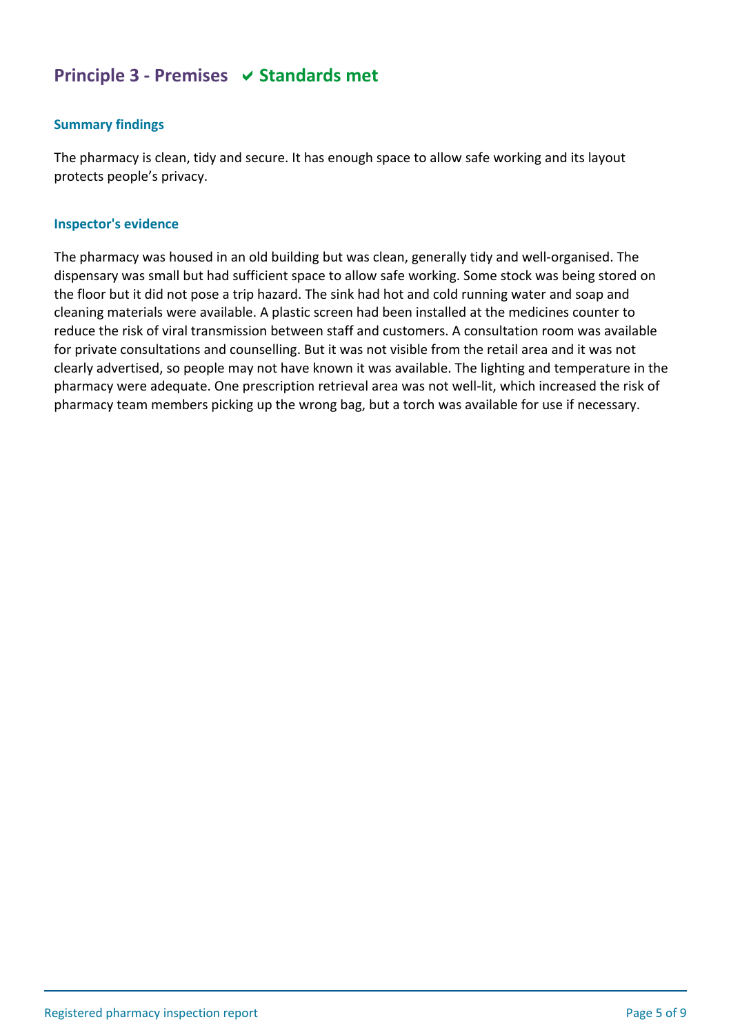## Principle 3 - Premises ✔ Standards met

### Summary findings

The pharmacy is clean, tidy and secure. It has enough space to allow safe working and its layout protects people's privacy.

### Inspector's evidence

The pharmacy was housed in an old building but was clean, generally tidy and well-organised. The dispensary was small but had sufficient space to allow safe working. Some stock was being stored on the floor but it did not pose a trip hazard. The sink had hot and cold running water and soap and cleaning materials were available. A plastic screen had been installed at the medicines counter to reduce the risk of viral transmission between staff and customers. A consultation room was available for private consultations and counselling. But it was not visible from the retail area and it was not clearly advertised, so people may not have known it was available. The lighting and temperature in the pharmacy were adequate. One prescription retrieval area was not well-lit, which increased the risk of pharmacy team members picking up the wrong bag, but a torch was available for use if necessary.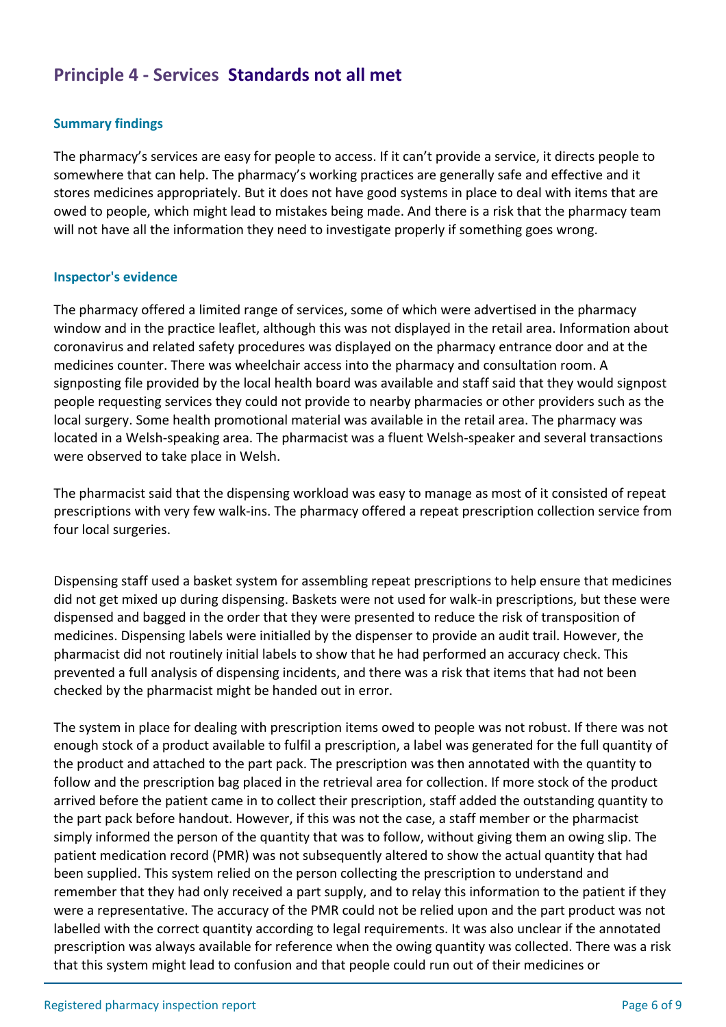## Principle 4 - Services Standards not all met

### Summary findings

The pharmacy's services are easy for people to access. If it can't provide a service, it directs people to somewhere that can help. The pharmacy's working practices are generally safe and effective and it stores medicines appropriately. But it does not have good systems in place to deal with items that are owed to people, which might lead to mistakes being made. And there is a risk that the pharmacy team will not have all the information they need to investigate properly if something goes wrong.

### Inspector's evidence

The pharmacy offered a limited range of services, some of which were advertised in the pharmacy window and in the practice leaflet, although this was not displayed in the retail area. Information about coronavirus and related safety procedures was displayed on the pharmacy entrance door and at the medicines counter. There was wheelchair access into the pharmacy and consultation room. A signposting file provided by the local health board was available and staff said that they would signpost people requesting services they could not provide to nearby pharmacies or other providers such as the local surgery. Some health promotional material was available in the retail area. The pharmacy was located in a Welsh-speaking area. The pharmacist was a fluent Welsh-speaker and several transactions were observed to take place in Welsh.

The pharmacist said that the dispensing workload was easy to manage as most of it consisted of repeat prescriptions with very few walk-ins. The pharmacy offered a repeat prescription collection service from four local surgeries.

Dispensing staff used a basket system for assembling repeat prescriptions to help ensure that medicines did not get mixed up during dispensing. Baskets were not used for walk-in prescriptions, but these were dispensed and bagged in the order that they were presented to reduce the risk of transposition of medicines. Dispensing labels were initialled by the dispenser to provide an audit trail. However, the pharmacist did not routinely initial labels to show that he had performed an accuracy check. This prevented a full analysis of dispensing incidents, and there was a risk that items that had not been checked by the pharmacist might be handed out in error.

The system in place for dealing with prescription items owed to people was not robust. If there was not enough stock of a product available to fulfil a prescription, a label was generated for the full quantity of the product and attached to the part pack. The prescription was then annotated with the quantity to follow and the prescription bag placed in the retrieval area for collection. If more stock of the product arrived before the patient came in to collect their prescription, staff added the outstanding quantity to the part pack before handout. However, if this was not the case, a staff member or the pharmacist simply informed the person of the quantity that was to follow, without giving them an owing slip. The patient medication record (PMR) was not subsequently altered to show the actual quantity that had been supplied. This system relied on the person collecting the prescription to understand and remember that they had only received a part supply, and to relay this information to the patient if they were a representative. The accuracy of the PMR could not be relied upon and the part product was not labelled with the correct quantity according to legal requirements. It was also unclear if the annotated prescription was always available for reference when the owing quantity was collected. There was a risk that this system might lead to confusion and that people could run out of their medicines or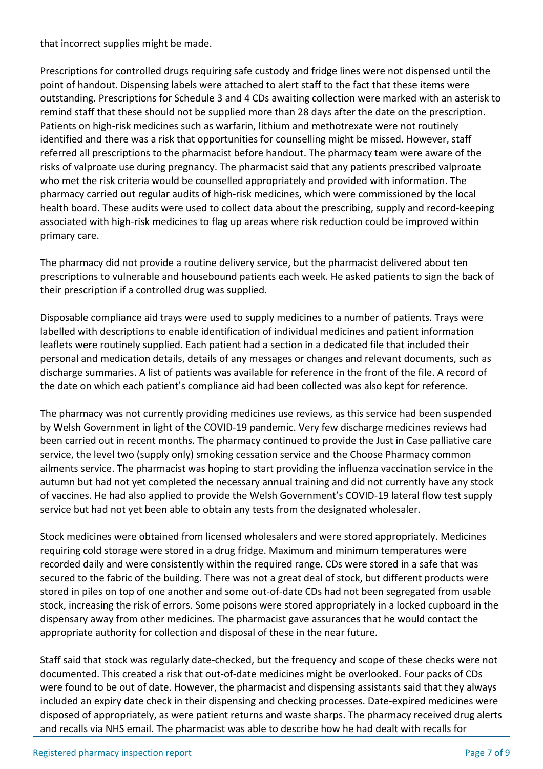that incorrect supplies might be made.

Prescriptions for controlled drugs requiring safe custody and fridge lines were not dispensed until the point of handout. Dispensing labels were attached to alert staff to the fact that these items were outstanding. Prescriptions for Schedule 3 and 4 CDs awaiting collection were marked with an asterisk to remind staff that these should not be supplied more than 28 days after the date on the prescription. Patients on high-risk medicines such as warfarin, lithium and methotrexate were not routinely identified and there was a risk that opportunities for counselling might be missed. However, staff referred all prescriptions to the pharmacist before handout. The pharmacy team were aware of the risks of valproate use during pregnancy. The pharmacist said that any patients prescribed valproate who met the risk criteria would be counselled appropriately and provided with information. The pharmacy carried out regular audits of high-risk medicines, which were commissioned by the local health board. These audits were used to collect data about the prescribing, supply and record-keeping associated with high-risk medicines to flag up areas where risk reduction could be improved within primary care.

The pharmacy did not provide a routine delivery service, but the pharmacist delivered about ten prescriptions to vulnerable and housebound patients each week. He asked patients to sign the back of their prescription if a controlled drug was supplied.

Disposable compliance aid trays were used to supply medicines to a number of patients. Trays were labelled with descriptions to enable identification of individual medicines and patient information leaflets were routinely supplied. Each patient had a section in a dedicated file that included their personal and medication details, details of any messages or changes and relevant documents, such as discharge summaries. A list of patients was available for reference in the front of the file. A record of the date on which each patient's compliance aid had been collected was also kept for reference.

The pharmacy was not currently providing medicines use reviews, as this service had been suspended by Welsh Government in light of the COVID-19 pandemic. Very few discharge medicines reviews had been carried out in recent months. The pharmacy continued to provide the Just in Case palliative care service, the level two (supply only) smoking cessation service and the Choose Pharmacy common ailments service. The pharmacist was hoping to start providing the influenza vaccination service in the autumn but had not yet completed the necessary annual training and did not currently have any stock of vaccines. He had also applied to provide the Welsh Government's COVID-19 lateral flow test supply service but had not yet been able to obtain any tests from the designated wholesaler.

Stock medicines were obtained from licensed wholesalers and were stored appropriately. Medicines requiring cold storage were stored in a drug fridge. Maximum and minimum temperatures were recorded daily and were consistently within the required range. CDs were stored in a safe that was secured to the fabric of the building. There was not a great deal of stock, but different products were stored in piles on top of one another and some out-of-date CDs had not been segregated from usable stock, increasing the risk of errors. Some poisons were stored appropriately in a locked cupboard in the dispensary away from other medicines. The pharmacist gave assurances that he would contact the appropriate authority for collection and disposal of these in the near future.

Staff said that stock was regularly date-checked, but the frequency and scope of these checks were not documented. This created a risk that out-of-date medicines might be overlooked. Four packs of CDs were found to be out of date. However, the pharmacist and dispensing assistants said that they always included an expiry date check in their dispensing and checking processes. Date-expired medicines were disposed of appropriately, as were patient returns and waste sharps. The pharmacy received drug alerts and recalls via NHS email. The pharmacist was able to describe how he had dealt with recalls for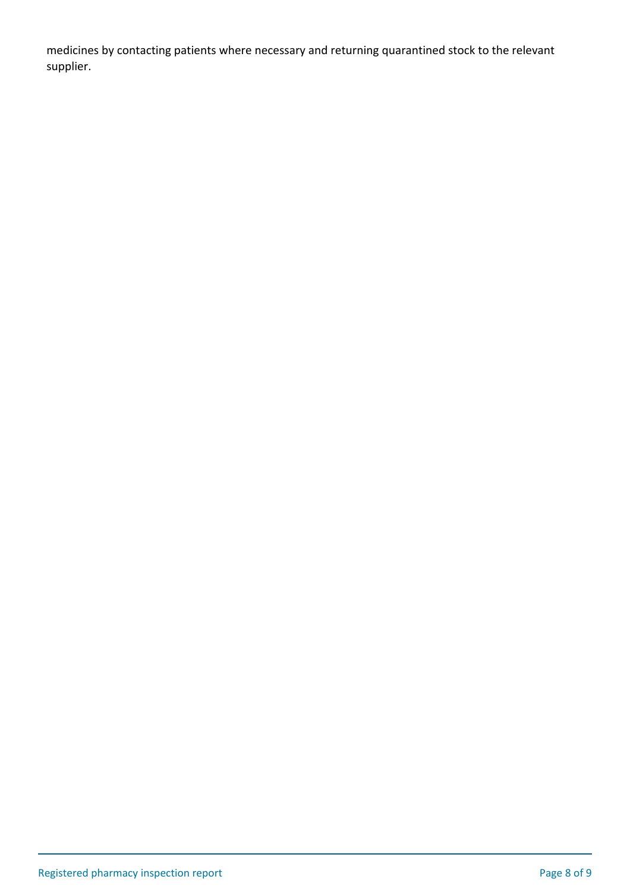medicines by contacting patients where necessary and returning quarantined stock to the relevant supplier.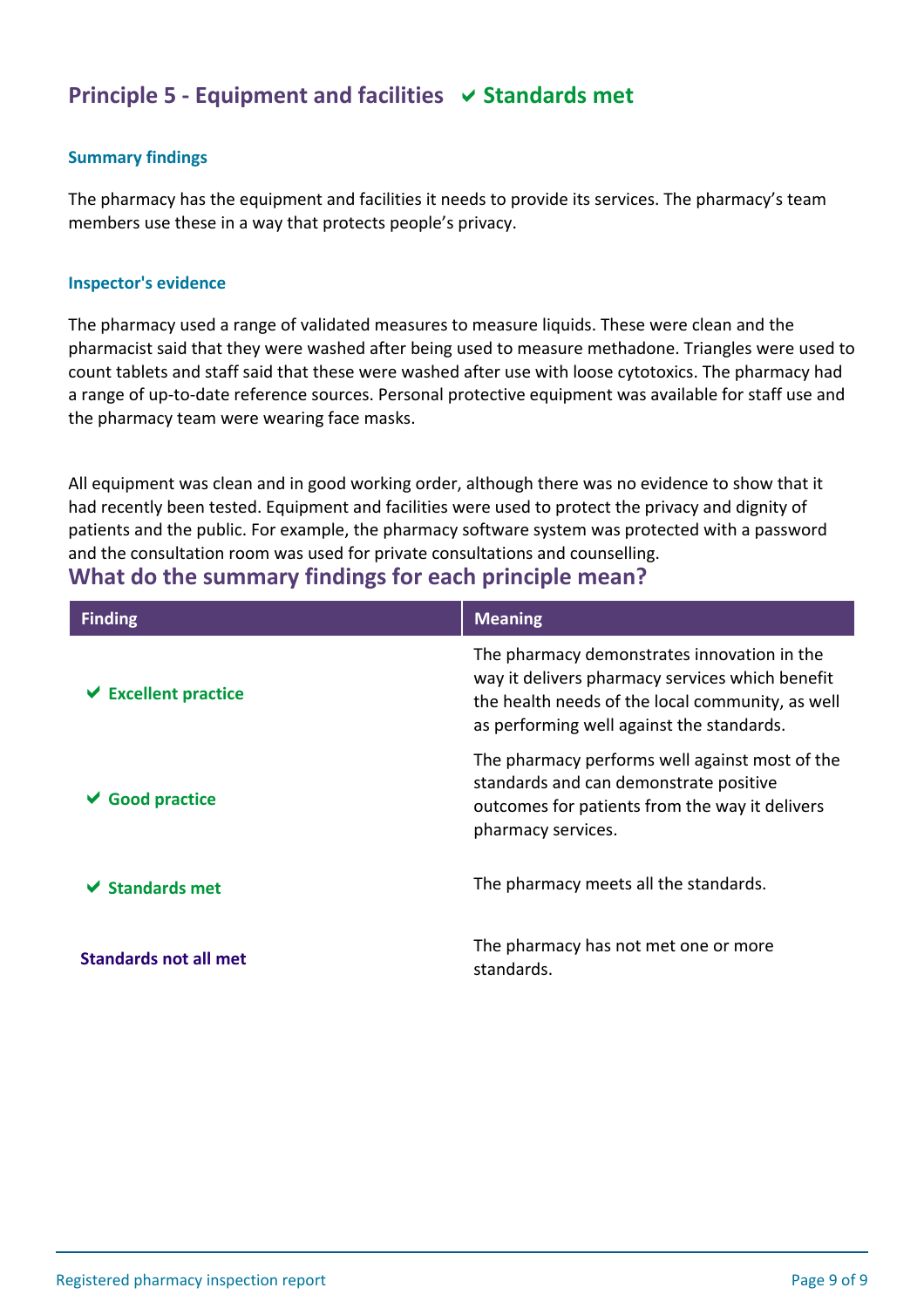## Principle 5 - Equipment and facilities ✔ Standards met

### Summary findings

The pharmacy has the equipment and facilities it needs to provide its services. The pharmacy's team members use these in a way that protects people's privacy.

### Inspector's evidence

The pharmacy used a range of validated measures to measure liquids. These were clean and the pharmacist said that they were washed after being used to measure methadone. Triangles were used to count tablets and staff said that these were washed after use with loose cytotoxics. The pharmacy had a range of up-to-date reference sources. Personal protective equipment was available for staff use and the pharmacy team were wearing face masks.

All equipment was clean and in good working order, although there was no evidence to show that it had recently been tested. Equipment and facilities were used to protect the privacy and dignity of patients and the public. For example, the pharmacy software system was protected with a password and the consultation room was used for private consultations and counselling.

## What do the summary findings for each principle mean?

| Finding | Meaning |
| --- | --- |
| ✔ Excellent practice | The pharmacy demonstrates innovation in the way it delivers pharmacy services which benefit the health needs of the local community, as well as performing well against the standards. |
| ✔ Good practice | The pharmacy performs well against most of the standards and can demonstrate positive outcomes for patients from the way it delivers pharmacy services. |
| ✔ Standards met | The pharmacy meets all the standards. |
| Standards not all met | The pharmacy has not met one or more standards. |